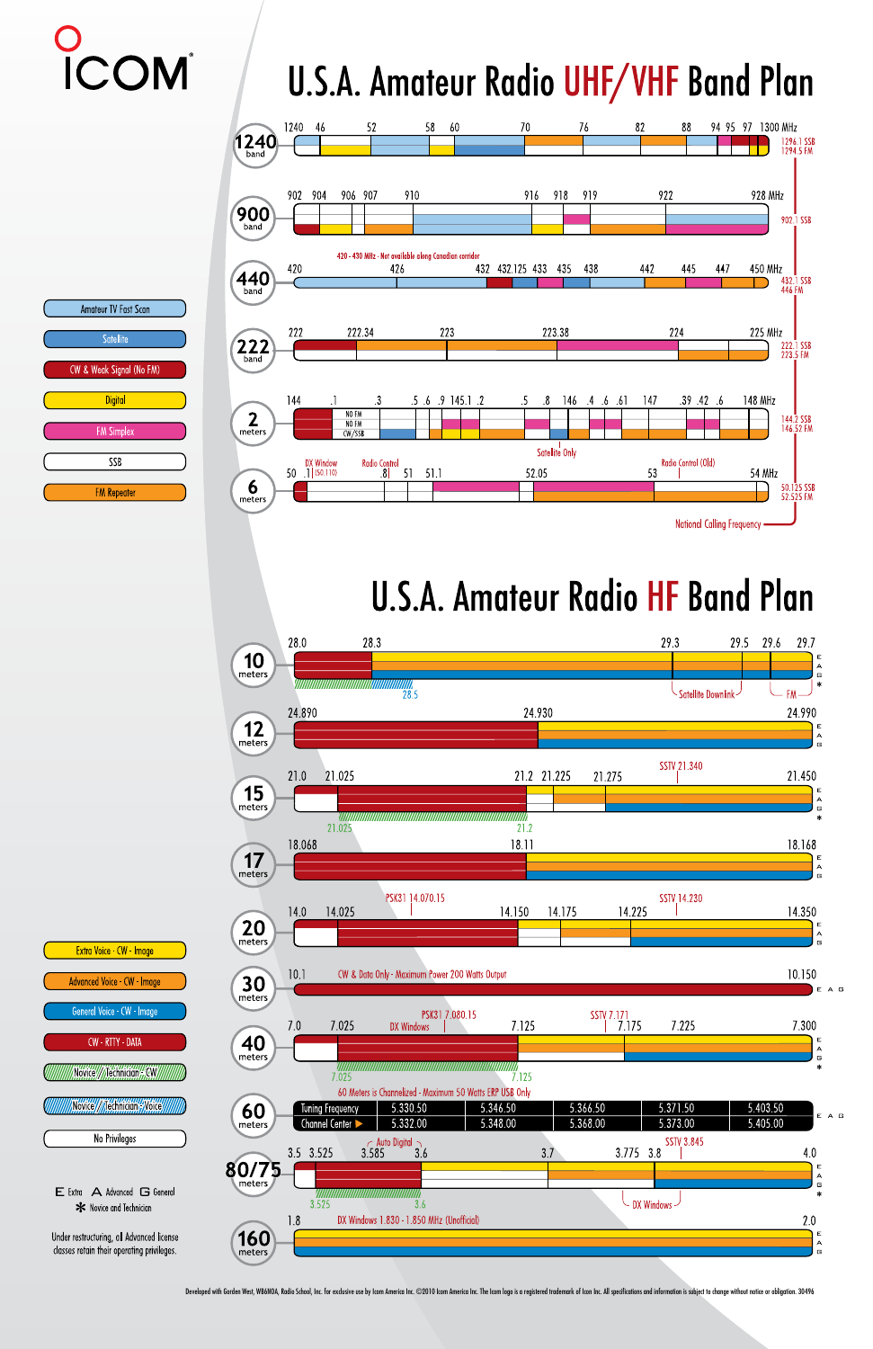# ICOM

# U.S.A. Amateur Radio UHF/VHF Band Plan

**Legend:**
- Amateur TV Fast Scan
- Satellite
- CW & Weak Signal (No FM)
- Digital
- FM Simplex
- SSB
- FM Repeater

**1240 band:** 1240, 46, 52, 58, 60, 70, 76, 82, 88, 94, 95, 97, 1300 MHz — 1296.1 SSB, 1294.5 FM

**900 band:** 902, 904, 906, 907, 910, 916, 918, 919, 922, 928 MHz — 902.1 SSB

**440 band:** 420 - 430 MHz - Not available along Canadian corridor. 420, 426, 432, 432.125, 433, 435, 438, 442, 445, 447, 450 MHz — 432.1 SSB, 446 FM

**222 band:** 222, 222.34, 223, 223.38, 224, 225 MHz — 222.1 SSB, 223.5 FM

**2 meters:** 144, .1, .3, .5, .6, .9, 145.1, .2, .5, .8, 146, .4, .6, .61, 147, .39, .42, .6, 148 MHz — NO FM, NO FM, CW/SSB — Satellite Only — 144.2 SSB, 146.52 FM

**6 meters:** DX Window, Radio Control, Radio Control (Old) — 50, .1 (50.110), .8, 51, 51.1, 52.05, 53, 54 MHz — 50.125 SSB, 52.525 FM

National Calling Frequency

# U.S.A. Amateur Radio HF Band Plan

**Legend:**
- Extra Voice - CW - Image
- Advanced Voice - CW - Image
- General Voice - CW - Image
- CW - RTTY - DATA
- Novice / Technician - CW
- Novice / Technician - Voice
- No Privileges

E Extra  A Advanced  G General  * Novice and Technician

Under restructuring, all Advanced license classes retain their operating privileges.

**10 meters:** 28.0, 28.3, 29.3, 29.5, 29.6, 29.7 — 28.5 — Satellite Downlink — FM

**12 meters:** 24.890, 24.930, 24.990

**15 meters:** SSTV 21.340 — 21.0, 21.025, 21.2, 21.225, 21.275, 21.450 — 21.025, 21.2

**17 meters:** 18.068, 18.11, 18.168

**20 meters:** PSK31 14.070.15, SSTV 14.230 — 14.0, 14.025, 14.150, 14.175, 14.225, 14.350

**30 meters:** 10.1 CW & Data Only - Maximum Power 200 Watts Output 10.150

**40 meters:** PSK31 7.080.15, DX Windows, SSTV 7.171 — 7.0, 7.025, 7.125, 7.175, 7.225, 7.300 — 7.025, 7.125

**60 meters:** 60 Meters is Channelized - Maximum 50 Watts ERP USB Only

| | | | | | |
|---|---|---|---|---|---|
| Tuning Frequency | 5.330.50 | 5.346.50 | 5.366.50 | 5.371.50 | 5.403.50 |
| Channel Center | 5.332.00 | 5.348.00 | 5.368.00 | 5.373.00 | 5.405.00 |

**80/75 meters:** Auto Digital, SSTV 3.845 — 3.5, 3.525, 3.585, 3.6, 3.7, 3.775, 3.8, 4.0 — 3.525, 3.6 — DX Windows

**160 meters:** 1.8 DX Windows 1.830 - 1.850 MHz (Unofficial) 2.0

Developed with Gordon West, WB6NOA, Radio School, Inc. For exclusive use by Icom America Inc. ©2010 Icom America Inc. The Icom logo is a registered trademark of Icom Inc. All specifications and information is subject to change without notice or obligation. 30496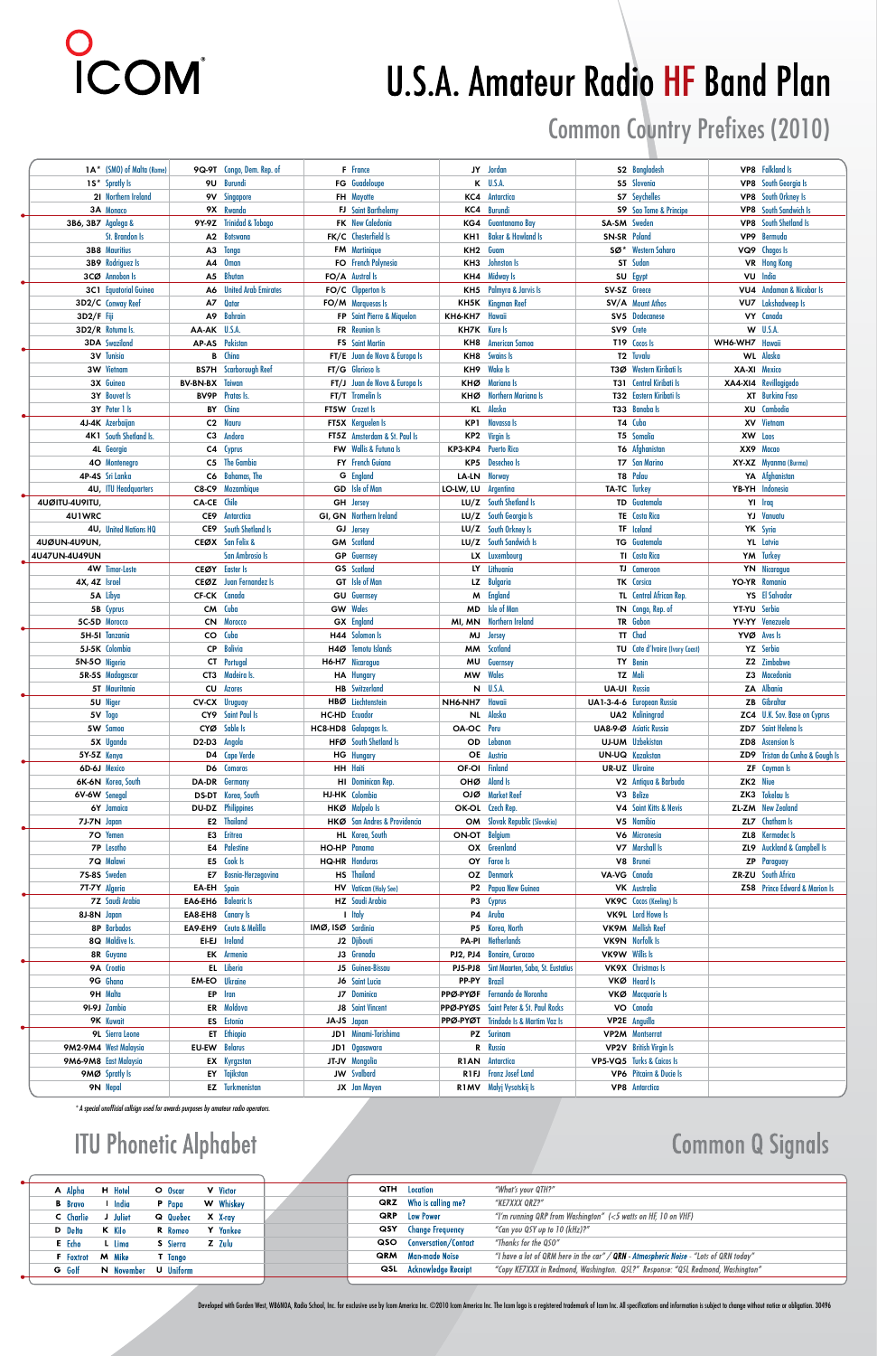# U.S.A. Amateur Radio HF Band Plan

## Common Country Prefixes (2010)

| | | | | | | | | | | | |
|---|---|---|---|---|---|---|---|---|---|---|---|
| 1A* | (SMO) of Malta (Rome) | 9Q-9T | Congo, Dem. Rep. of | F | France | JY | Jordan | S2 | Bangladesh | VP8 | Falkland Is |
| 1S* | Spratly Is | 9U | Burundi | FG | Guadeloupe | K | U.S.A. | S5 | Slovenia | VP8 | South Georgia Is |
| 2I | Northern Ireland | 9V | Singapore | FH | Mayotte | KC4 | Antarctica | S7 | Seychelles | VP8 | South Orkney Is |
| 3A | Monaco | 9X | Rwanda | FJ | Saint Barthelemy | KC4 | Burundi | S9 | Sao Tome & Principe | VP8 | South Sandwich Is |
| 3B6, 3B7 | Agalega & St. Brandon Is | 9Y-9Z | Trinidad & Tobago | FK | New Caledonia | KG4 | Guantanamo Bay | SA-SM | Sweden | VP8 | South Shetland Is |
| 3B8 | Mauritius | A2 | Botswana | FK/C | Chesterfield Is | KH1 | Baker & Howland Is | SN-SR | Poland | VP9 | Bermuda |
| 3B9 | Rodriguez Is | A3 | Tonga | FM | Martinique | KH2 | Guam | SØ* | Western Sahara | VQ9 | Chagos Is |
| 3CØ | Annobon Is | A4 | Oman | FO | French Polynesia | KH3 | Johnston Is | ST | Sudan | VR | Hong Kong |
| 3C1 | Equatorial Guinea | A5 | Bhutan | FO/A | Austral Is | KH4 | Midway Is | SU | Egypt | VU | India |
| 3D2/C | Conway Reef | A6 | United Arab Emirates | FO/C | Clipperton Is | KH5 | Palmyra & Jarvis Is | SV-SZ | Greece | VU4 | Andaman & Nicobar Is |
| 3D2/F | Fiji | A7 | Qatar | FO/M | Marquesas Is | KH5K | Kingman Reef | SV/A | Mount Athos | VU7 | Lakshadweep Is |
| 3D2/R | Rotuma Is. | A9 | Bahrain | FP | Saint Pierre & Miquelon | KH6-KH7 | Hawaii | SV5 | Dodecanese | VY | Canada |
| 3DA | Swaziland | AA-AK | U.S.A. | FR | Reunion Is | KH7K | Kure Is | SV9 | Crete | W | U.S.A. |
| 3V | Tunisia | AP-AS | Pakistan | FS | Saint Martin | KH8 | American Samoa | T19 | Cocos Is | WH6-WH7 | Hawaii |
| 3W | Vietnam | B | China | FT/E | Juan de Nova & Europa Is | KH8 | Swains Is | T2 | Tuvalu | WL | Alaska |
| 3X | Guinea | BS7H | Scarborough Reef | FT/G | Glorioso Is | KH9 | Wake Is | T3Ø | Western Kiribati Is | XA-XI | Mexico |
| 3Y | Bouvet Is | BV-BN-BX | Taiwan | FT/J | Juan de Nova & Europa Is | KHØ | Mariana Is | T31 | Central Kiribati Is | XA4-XI4 | Revillagigedo |
| 3Y | Peter 1 Is | BV9P | Pratas Is. | FT/T | Tromelin Is | KHØ | Northern Mariana Is | T32 | Eastern Kiribati Is | XT | Burkina Faso |
| 4J-4K | Azerbaijan | BY | China | FT5W | Crozet Is | KL | Alaska | T33 | Banaba Is | XU | Cambodia |
| 4K1 | South Shetland Is. | C2 | Nauru | FT5X | Kerguelen Is | KP1 | Navassa Is | T4 | Cuba | XV | Vietnam |
| 4L | Georgia | C3 | Andora | FT5Z | Amsterdam & St. Paul Is | KP2 | Virgin Is | T5 | Somalia | XW | Laos |
| 4O | Montenegro | C4 | Cyprus | FW | Wallis & Futuna Is | KP3-KP4 | Puerto Rico | T6 | Afghanistan | XX9 | Macao |
| 4P-4S | Sri Lanka | C5 | The Gambia | FY | French Guiana | KP5 | Desecheo Is | T7 | San Marino | XY-XZ | Myanmar (Burma) |
| 4U, | ITU Headquarters | C6 | Bahamas, The | G | England | LA-LN | Norway | T8 | Palau | YA | Afghanistan |
| 4UØITU-4U9ITU, 4U1WRC | | C8-C9 | Mozambique | GD | Isle of Man | LO-LW, LU | Argentina | TA-TC | Turkey | YB-YH | Indonesia |
| | | CA-CE | Chile | GH | Jersey | LU/Z | South Shetland Is | TD | Guatemala | YI | Iraq |
| | | CE9 | Antarctica | GI, GN | Northern Ireland | LU/Z | South Georgia Is | TE | Costa Rica | YJ | Vanuatu |
| 4U, | United Nations HQ | CE9 | South Shetland Is | GJ | Jersey | LU/Z | South Orkney Is | TF | Iceland | YK | Syria |
| 4UØUN-4U9UN, 4U47UN-4U49UN | | CEØX | San Felix & San Ambrosio Is | GM | Scotland | LU/Z | South Sandwich Is | TG | Guatemala | YL | Latvia |
| | | | | GP | Guernsey | LX | Luxembourg | TI | Costa Rica | YM | Turkey |
| 4W | Timor-Leste | CEØY | Easter Is | GS | Scotland | LY | Lithuania | TJ | Cameroon | YN | Nicaragua |
| 4X, 4Z | Israel | CEØZ | Juan Fernandez Is | GT | Isle of Man | LZ | Bulgaria | TK | Corsica | YO-YR | Romania |
| 5A | Libya | CF-CK | Canada | GU | Guernsey | M | England | TL | Central African Rep. | YS | El Salvador |
| 5B | Cyprus | CM | Cuba | GW | Wales | MD | Isle of Man | TN | Congo, Rep. of | YT-YU | Serbia |
| 5C-5D | Morocco | CN | Morocco | GX | England | MI, MN | Northern Ireland | TR | Gabon | YV-YY | Venezuela |
| 5H-5I | Tanzania | CO | Cuba | H44 | Solomon Is | MJ | Jersey | TT | Chad | YVØ | Aves Is |
| 5J-5K | Colombia | CP | Bolivia | H4Ø | Temotu Islands | MM | Scotland | TU | Cote d'Ivoire (Ivory Coast) | YZ | Serbia |
| 5N-5O | Nigeria | CT | Portugal | H6-H7 | Nicaragua | MU | Guernsey | TY | Benin | Z2 | Zimbabwe |
| 5R-5S | Madagascar | CT3 | Madeira Is. | HA | Hungary | MW | Wales | TZ | Mali | Z3 | Macedonia |
| 5T | Mauritania | CU | Azores | HB | Switzerland | N | U.S.A. | UA-UI | Russia | ZA | Albania |
| 5U | Niger | CV-CX | Uruguay | HBØ | Liechtenstein | NH6-NH7 | Hawaii | UA1-3-4-6 | European Russia | ZB | Gibraltar |
| 5V | Togo | CY9 | Saint Paul Is | HC-HD | Ecuador | NL | Alaska | UA2 | Kaliningrad | ZC4 | U.K. Sov. Base on Cyprus |
| 5W | Samoa | CYØ | Sable Is | HC8-HD8 | Galapagos Is. | OA-OC | Peru | UA8-9-Ø | Asiatic Russia | ZD7 | Saint Helena Is |
| 5X | Uganda | D2-D3 | Angola | HFØ | South Shetland Is | OD | Lebanon | UJ-UM | Uzbekistan | ZD8 | Ascension Is |
| 5Y-5Z | Kenya | D4 | Cape Verde | HG | Hungary | OE | Austria | UN-UQ | Kazakstan | ZD9 | Tristan da Cunha & Gough Is |
| 6D-6J | Mexico | D6 | Comoros | HH | Haiti | OF-OI | Finland | UR-UZ | Ukraine | ZF | Cayman Is |
| 6K-6N | Korea, South | DA-DR | Germany | HI | Dominican Rep. | OHØ | Aland Is | V2 | Antigua & Barbuda | ZK2 | Niue |
| 6V-6W | Senegal | DS-DT | Korea, South | HJ-HK | Colombia | OJØ | Market Reef | V3 | Belize | ZK3 | Tokelau Is |
| 6Y | Jamaica | DU-DZ | Philippines | HKØ | Malpelo Is | OK-OL | Czech Rep. | V4 | Saint Kitts & Nevis | ZL-ZM | New Zealand |
| 7J-7N | Japan | E2 | Thailand | HKØ | San Andres & Providencia | OM | Slovak Republic (Slovakia) | V5 | Namibia | ZL7 | Chatham Is |
| 7O | Yemen | E3 | Eritrea | HL | Korea, South | ON-OT | Belgium | V6 | Micronesia | ZL8 | Kermadec Is |
| 7P | Lesotho | E4 | Palestine | HO-HP | Panama | OX | Greenland | V7 | Marshall Is | ZL9 | Auckland & Campbell Is |
| 7Q | Malawi | E5 | Cook Is | HQ-HR | Honduras | OY | Faroe Is | V8 | Brunei | ZP | Paraguay |
| 7S-8S | Sweden | E7 | Bosnia-Herzegovina | HS | Thailand | OZ | Denmark | VA-VG | Canada | ZR-ZU | South Africa |
| 7T-7Y | Algeria | EA-EH | Spain | HV | Vatican (Holy See) | P2 | Papua New Guinea | VK | Australia | ZS8 | Prince Edward & Marion Is |
| 7Z | Saudi Arabia | EA6-EH6 | Balearic Is | HZ | Saudi Arabia | P3 | Cyprus | VK9C | Cocos (Keeling) Is | | |
| 8J-8N | Japan | EA8-EH8 | Canary Is | I | Italy | P4 | Aruba | VK9L | Lord Howe Is | | |
| 8P | Barbados | EA9-EH9 | Ceuta & Melilla | IMØ, ISØ | Sardinia | P5 | Korea, North | VK9M | Mellish Reef | | |
| 8Q | Maldive Is. | EI-EJ | Ireland | J2 | Djibouti | PA-PI | Netherlands | VK9N | Norfolk Is | | |
| 8R | Guyana | EK | Armenia | J3 | Grenada | PJ2, PJ4 | Bonaire, Curacao | VK9W | Willis Is | | |
| 9A | Croatia | EL | Liberia | J5 | Guinea-Bissau | PJ5-PJ8 | Sint Maarten, Saba, St. Eustatius | VK9X | Christmas Is | | |
| 9G | Ghana | EM-EO | Ukraine | J6 | Saint Lucia | PP-PY | Brazil | VKØ | Heard Is | | |
| 9H | Malta | EP | Iran | J7 | Dominica | PPØ-PYØF | Fernando de Noronha | VKØ | Macquarie Is | | |
| 9I-9J | Zambia | ER | Moldova | J8 | Saint Vincent | PPØ-PYØS | Saint Peter & St. Paul Rocks | VO | Canada | | |
| 9K | Kuwait | ES | Estonia | JA-JS | Japan | PPØ-PYØT | Trindade Is & Martim Vaz Is | VP2E | Anguilla | | |
| 9L | Sierra Leone | ET | Ethiopia | JD1 | Minami-Torishima | PZ | Surinam | VP2M | Montserrat | | |
| 9M2-9M4 | West Malaysia | EU-EW | Belarus | JD1 | Ogasawara | R | Russia | VP2V | British Virgin Is | | |
| 9M6-9M8 | East Malaysia | EX | Kyrgyzstan | JT-JV | Mongolia | R1AN | Antarctica | VP5-VQ5 | Turks & Caicos Is | | |
| 9MØ | Spratly Is | EY | Tajikistan | JW | Svalbard | R1FJ | Franz Josef Land | VP6 | Pitcairn & Ducie Is | | |
| 9N | Nepal | EZ | Turkmenistan | JX | Jan Mayen | R1MV | Malyj Vysotskij Is | VP8 | Antarctica | | |

\* A special unofficial callsign used for awards purposes by amateur radio operators.

## ITU Phonetic Alphabet

| | | | | | | | |
|---|---|---|---|---|---|---|---|
| A | Alpha | H | Hotel | O | Oscar | V | Victor |
| B | Bravo | I | India | P | Papa | W | Whiskey |
| C | Charlie | J | Juliet | Q | Quebec | X | X-ray |
| D | Delta | K | Kilo | R | Romeo | Y | Yankee |
| E | Echo | L | Lima | S | Sierra | Z | Zulu |
| F | Foxtrot | M | Mike | T | Tango | | |
| G | Golf | N | November | U | Uniform | | |

## Common Q Signals

| | | |
|---|---|---|
| QTH | Location | "What's your QTH?" |
| QRZ | Who is calling me? | "KE7XXX QRZ?" |
| QRP | Low Power | "I'm running QRP from Washington" (<5 watts on HF, 10 on VHF) |
| QSY | Change Frequency | "Can you QSY up to 10 (kHz)?" |
| QSO | Conversation/Contact | "Thanks for the QSO" |
| QRM | Man-made Noise | "I have a lot of QRM here in the car" / QRN - Atmospheric Noise - "Lots of QRN today" |
| QSL | Acknowledge Receipt | "Copy KE7XXX in Redmond, Washington. QSL?" Response: "QSL Redmond, Washington" |

Developed with Gordon West, WB6NOA, Radio School, Inc. for exclusive use by Icom America Inc. ©2010 Icom America Inc. The Icom logo is a registered trademark of Icom Inc. All specifications and information is subject to change without notice or obligation. 30496